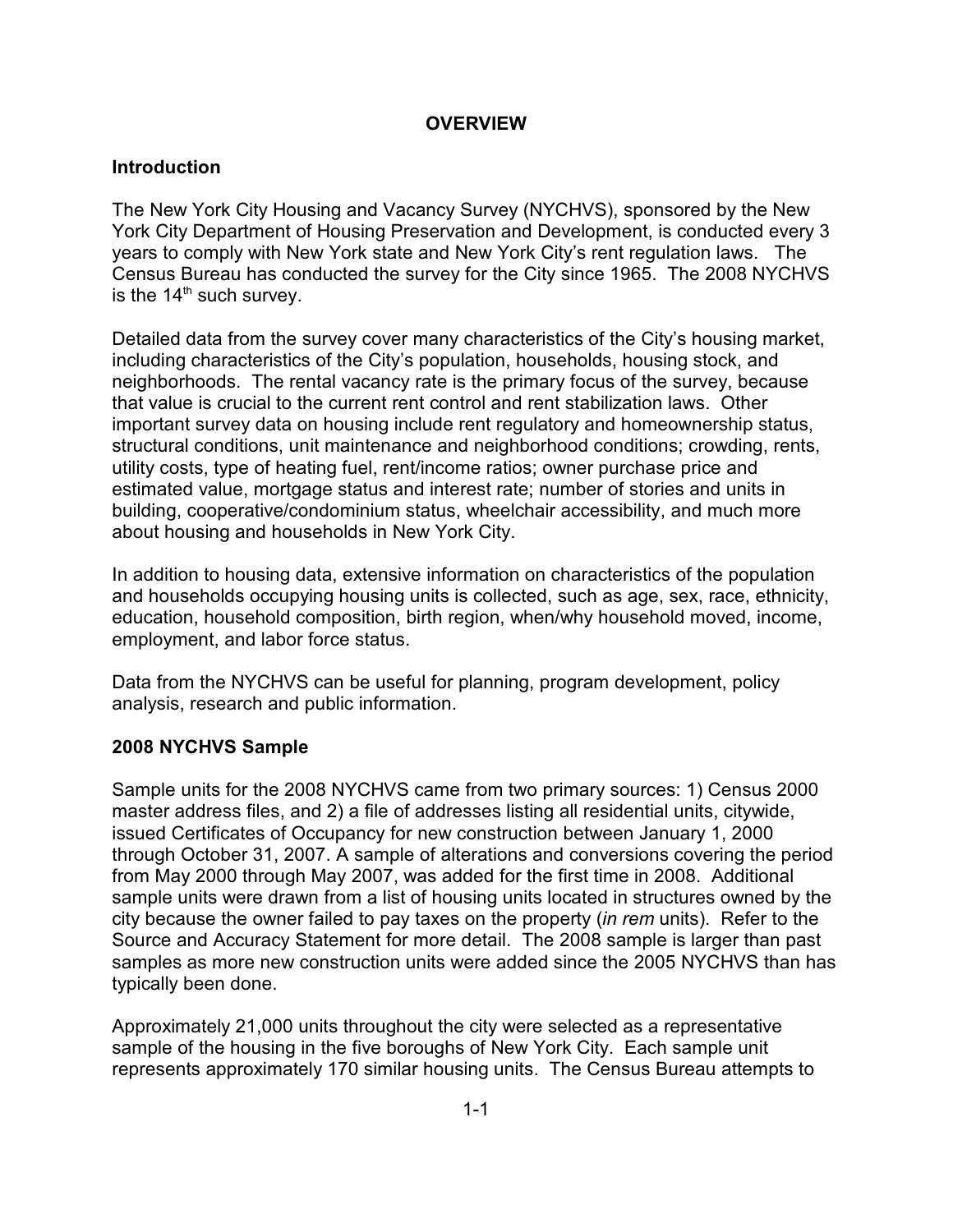# OVERVIEW

## Introduction

The New York City Housing and Vacancy Survey (NYCHVS), sponsored by the New York City Department of Housing Preservation and Development, is conducted every 3 years to comply with New York state and New York City's rent regulation laws. The Census Bureau has conducted the survey for the City since 1965. The 2008 NYCHVS is the 14th such survey.

Detailed data from the survey cover many characteristics of the City's housing market, including characteristics of the City's population, households, housing stock, and neighborhoods. The rental vacancy rate is the primary focus of the survey, because that value is crucial to the current rent control and rent stabilization laws. Other important survey data on housing include rent regulatory and homeownership status, structural conditions, unit maintenance and neighborhood conditions; crowding, rents, utility costs, type of heating fuel, rent/income ratios; owner purchase price and estimated value, mortgage status and interest rate; number of stories and units in building, cooperative/condominium status, wheelchair accessibility, and much more about housing and households in New York City.

In addition to housing data, extensive information on characteristics of the population and households occupying housing units is collected, such as age, sex, race, ethnicity, education, household composition, birth region, when/why household moved, income, employment, and labor force status.

Data from the NYCHVS can be useful for planning, program development, policy analysis, research and public information.

## 2008 NYCHVS Sample

Sample units for the 2008 NYCHVS came from two primary sources: 1) Census 2000 master address files, and 2) a file of addresses listing all residential units, citywide, issued Certificates of Occupancy for new construction between January 1, 2000 through October 31, 2007. A sample of alterations and conversions covering the period from May 2000 through May 2007, was added for the first time in 2008. Additional sample units were drawn from a list of housing units located in structures owned by the city because the owner failed to pay taxes on the property (*in rem* units). Refer to the Source and Accuracy Statement for more detail. The 2008 sample is larger than past samples as more new construction units were added since the 2005 NYCHVS than has typically been done.

Approximately 21,000 units throughout the city were selected as a representative sample of the housing in the five boroughs of New York City. Each sample unit represents approximately 170 similar housing units. The Census Bureau attempts to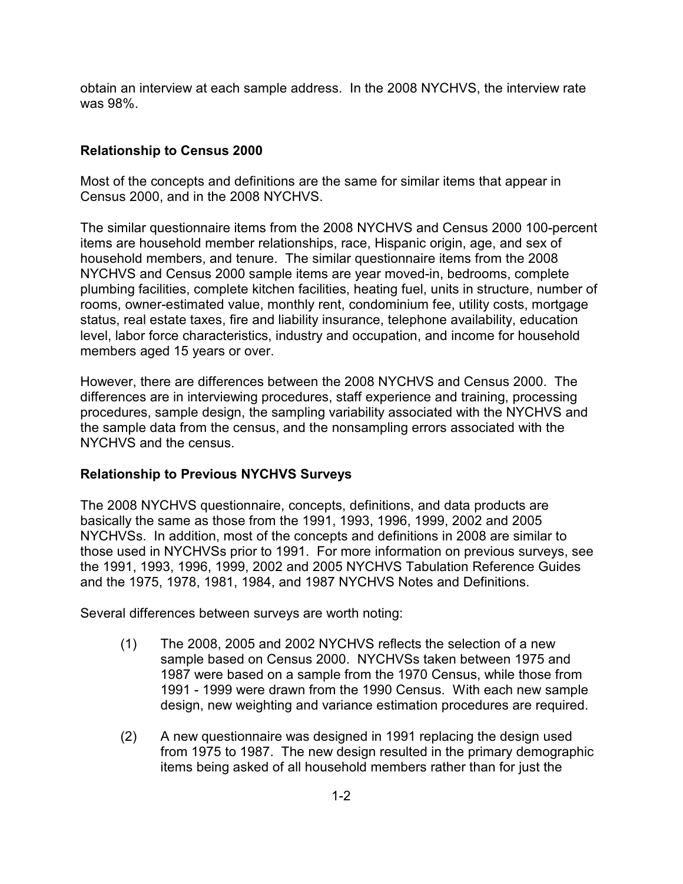obtain an interview at each sample address. In the 2008 NYCHVS, the interview rate was 98%.

**Relationship to Census 2000**

Most of the concepts and definitions are the same for similar items that appear in Census 2000, and in the 2008 NYCHVS.

The similar questionnaire items from the 2008 NYCHVS and Census 2000 100-percent items are household member relationships, race, Hispanic origin, age, and sex of household members, and tenure. The similar questionnaire items from the 2008 NYCHVS and Census 2000 sample items are year moved-in, bedrooms, complete plumbing facilities, complete kitchen facilities, heating fuel, units in structure, number of rooms, owner-estimated value, monthly rent, condominium fee, utility costs, mortgage status, real estate taxes, fire and liability insurance, telephone availability, education level, labor force characteristics, industry and occupation, and income for household members aged 15 years or over.

However, there are differences between the 2008 NYCHVS and Census 2000. The differences are in interviewing procedures, staff experience and training, processing procedures, sample design, the sampling variability associated with the NYCHVS and the sample data from the census, and the nonsampling errors associated with the NYCHVS and the census.

**Relationship to Previous NYCHVS Surveys**

The 2008 NYCHVS questionnaire, concepts, definitions, and data products are basically the same as those from the 1991, 1993, 1996, 1999, 2002 and 2005 NYCHVSs. In addition, most of the concepts and definitions in 2008 are similar to those used in NYCHVSs prior to 1991. For more information on previous surveys, see the 1991, 1993, 1996, 1999, 2002 and 2005 NYCHVS Tabulation Reference Guides and the 1975, 1978, 1981, 1984, and 1987 NYCHVS Notes and Definitions.

Several differences between surveys are worth noting:

(1) The 2008, 2005 and 2002 NYCHVS reflects the selection of a new sample based on Census 2000. NYCHVSs taken between 1975 and 1987 were based on a sample from the 1970 Census, while those from 1991 - 1999 were drawn from the 1990 Census. With each new sample design, new weighting and variance estimation procedures are required.

(2) A new questionnaire was designed in 1991 replacing the design used from 1975 to 1987. The new design resulted in the primary demographic items being asked of all household members rather than for just the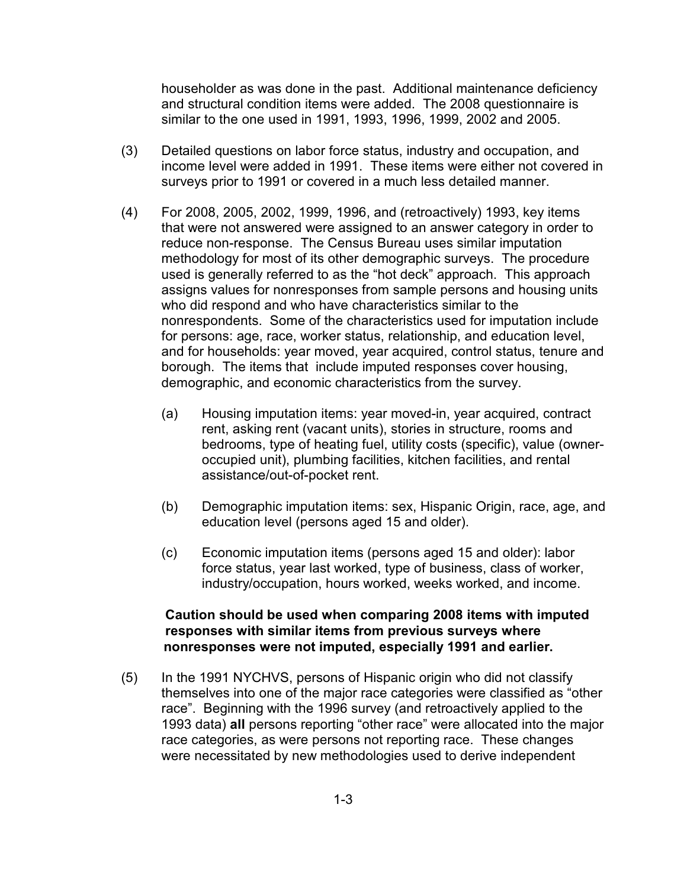householder as was done in the past. Additional maintenance deficiency and structural condition items were added. The 2008 questionnaire is similar to the one used in 1991, 1993, 1996, 1999, 2002 and 2005.

(3) Detailed questions on labor force status, industry and occupation, and income level were added in 1991. These items were either not covered in surveys prior to 1991 or covered in a much less detailed manner.

(4) For 2008, 2005, 2002, 1999, 1996, and (retroactively) 1993, key items that were not answered were assigned to an answer category in order to reduce non-response. The Census Bureau uses similar imputation methodology for most of its other demographic surveys. The procedure used is generally referred to as the "hot deck" approach. This approach assigns values for nonresponses from sample persons and housing units who did respond and who have characteristics similar to the nonrespondents. Some of the characteristics used for imputation include for persons: age, race, worker status, relationship, and education level, and for households: year moved, year acquired, control status, tenure and borough. The items that include imputed responses cover housing, demographic, and economic characteristics from the survey.

   (a) Housing imputation items: year moved-in, year acquired, contract rent, asking rent (vacant units), stories in structure, rooms and bedrooms, type of heating fuel, utility costs (specific), value (owner-occupied unit), plumbing facilities, kitchen facilities, and rental assistance/out-of-pocket rent.

   (b) Demographic imputation items: sex, Hispanic Origin, race, age, and education level (persons aged 15 and older).

   (c) Economic imputation items (persons aged 15 and older): labor force status, year last worked, type of business, class of worker, industry/occupation, hours worked, weeks worked, and income.

   **Caution should be used when comparing 2008 items with imputed responses with similar items from previous surveys where nonresponses were not imputed, especially 1991 and earlier.**

(5) In the 1991 NYCHVS, persons of Hispanic origin who did not classify themselves into one of the major race categories were classified as "other race". Beginning with the 1996 survey (and retroactively applied to the 1993 data) **all** persons reporting "other race" were allocated into the major race categories, as were persons not reporting race. These changes were necessitated by new methodologies used to derive independent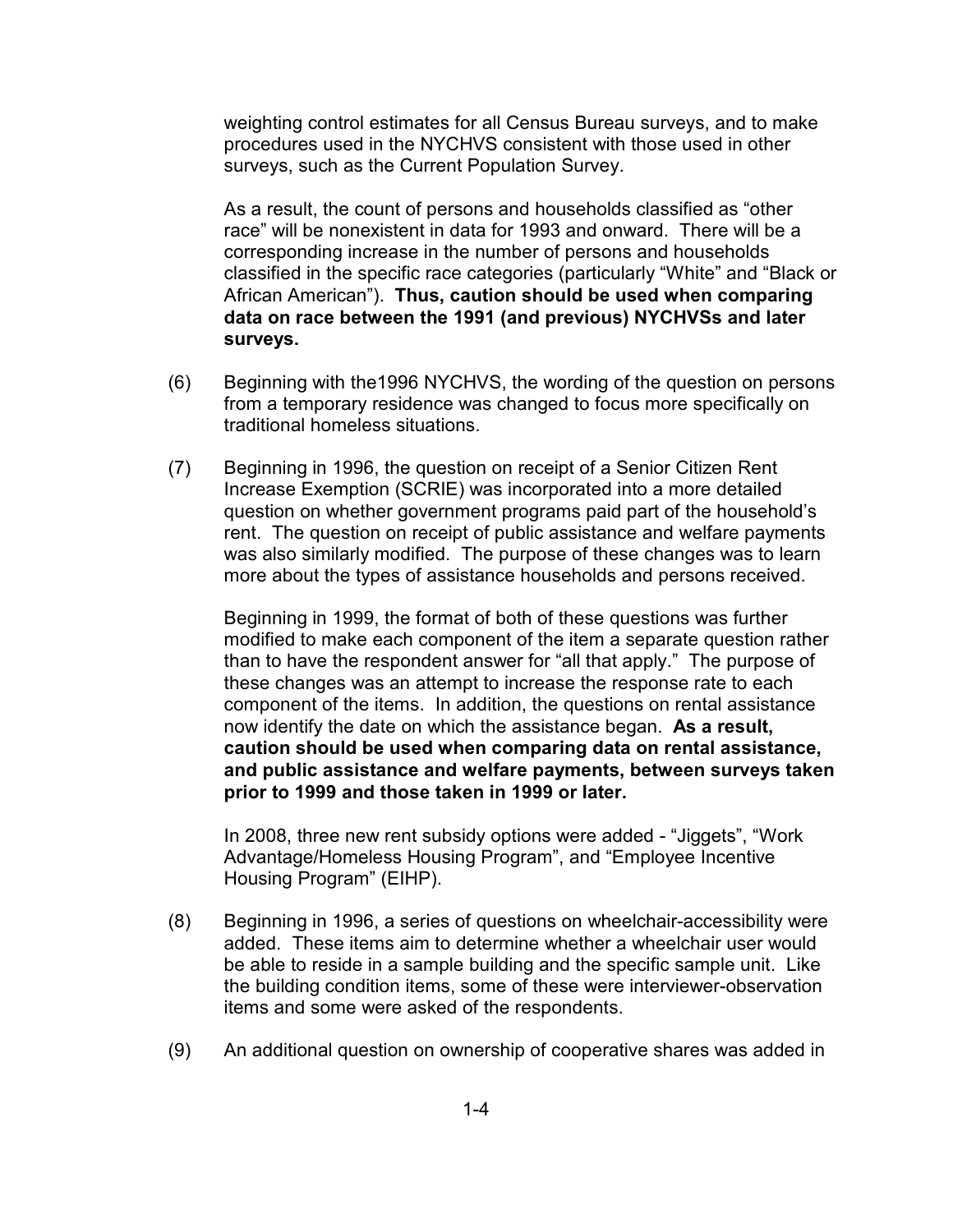weighting control estimates for all Census Bureau surveys, and to make procedures used in the NYCHVS consistent with those used in other surveys, such as the Current Population Survey.

As a result, the count of persons and households classified as "other race" will be nonexistent in data for 1993 and onward. There will be a corresponding increase in the number of persons and households classified in the specific race categories (particularly "White" and "Black or African American"). **Thus, caution should be used when comparing data on race between the 1991 (and previous) NYCHVSs and later surveys.**

(6) Beginning with the1996 NYCHVS, the wording of the question on persons from a temporary residence was changed to focus more specifically on traditional homeless situations.

(7) Beginning in 1996, the question on receipt of a Senior Citizen Rent Increase Exemption (SCRIE) was incorporated into a more detailed question on whether government programs paid part of the household's rent. The question on receipt of public assistance and welfare payments was also similarly modified. The purpose of these changes was to learn more about the types of assistance households and persons received.

Beginning in 1999, the format of both of these questions was further modified to make each component of the item a separate question rather than to have the respondent answer for "all that apply." The purpose of these changes was an attempt to increase the response rate to each component of the items. In addition, the questions on rental assistance now identify the date on which the assistance began. **As a result, caution should be used when comparing data on rental assistance, and public assistance and welfare payments, between surveys taken prior to 1999 and those taken in 1999 or later.**

In 2008, three new rent subsidy options were added - "Jiggets", "Work Advantage/Homeless Housing Program", and "Employee Incentive Housing Program" (EIHP).

(8) Beginning in 1996, a series of questions on wheelchair-accessibility were added. These items aim to determine whether a wheelchair user would be able to reside in a sample building and the specific sample unit. Like the building condition items, some of these were interviewer-observation items and some were asked of the respondents.

(9) An additional question on ownership of cooperative shares was added in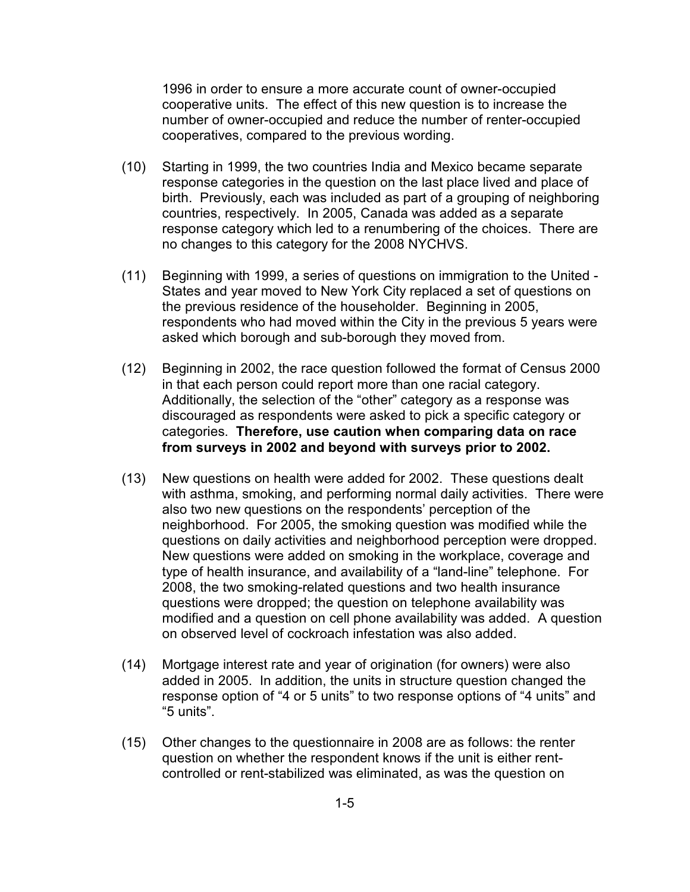1996 in order to ensure a more accurate count of owner-occupied cooperative units. The effect of this new question is to increase the number of owner-occupied and reduce the number of renter-occupied cooperatives, compared to the previous wording.

(10) Starting in 1999, the two countries India and Mexico became separate response categories in the question on the last place lived and place of birth. Previously, each was included as part of a grouping of neighboring countries, respectively. In 2005, Canada was added as a separate response category which led to a renumbering of the choices. There are no changes to this category for the 2008 NYCHVS.

(11) Beginning with 1999, a series of questions on immigration to the United - States and year moved to New York City replaced a set of questions on the previous residence of the householder. Beginning in 2005, respondents who had moved within the City in the previous 5 years were asked which borough and sub-borough they moved from.

(12) Beginning in 2002, the race question followed the format of Census 2000 in that each person could report more than one racial category. Additionally, the selection of the "other" category as a response was discouraged as respondents were asked to pick a specific category or categories. **Therefore, use caution when comparing data on race from surveys in 2002 and beyond with surveys prior to 2002.**

(13) New questions on health were added for 2002. These questions dealt with asthma, smoking, and performing normal daily activities. There were also two new questions on the respondents' perception of the neighborhood. For 2005, the smoking question was modified while the questions on daily activities and neighborhood perception were dropped. New questions were added on smoking in the workplace, coverage and type of health insurance, and availability of a "land-line" telephone. For 2008, the two smoking-related questions and two health insurance questions were dropped; the question on telephone availability was modified and a question on cell phone availability was added. A question on observed level of cockroach infestation was also added.

(14) Mortgage interest rate and year of origination (for owners) were also added in 2005. In addition, the units in structure question changed the response option of "4 or 5 units" to two response options of "4 units" and "5 units".

(15) Other changes to the questionnaire in 2008 are as follows: the renter question on whether the respondent knows if the unit is either rent-controlled or rent-stabilized was eliminated, as was the question on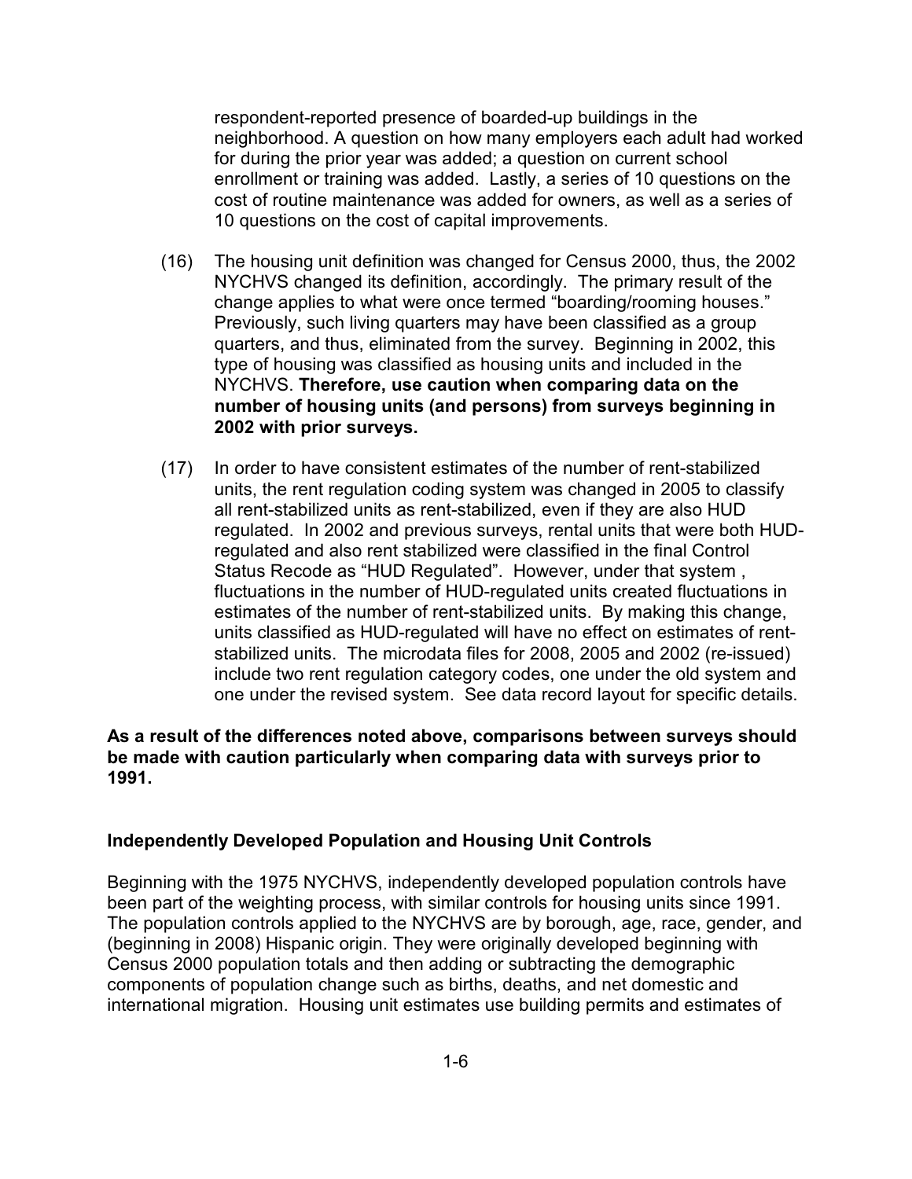respondent-reported presence of boarded-up buildings in the neighborhood. A question on how many employers each adult had worked for during the prior year was added; a question on current school enrollment or training was added. Lastly, a series of 10 questions on the cost of routine maintenance was added for owners, as well as a series of 10 questions on the cost of capital improvements.

(16) The housing unit definition was changed for Census 2000, thus, the 2002 NYCHVS changed its definition, accordingly. The primary result of the change applies to what were once termed "boarding/rooming houses." Previously, such living quarters may have been classified as a group quarters, and thus, eliminated from the survey. Beginning in 2002, this type of housing was classified as housing units and included in the NYCHVS. **Therefore, use caution when comparing data on the number of housing units (and persons) from surveys beginning in 2002 with prior surveys.**

(17) In order to have consistent estimates of the number of rent-stabilized units, the rent regulation coding system was changed in 2005 to classify all rent-stabilized units as rent-stabilized, even if they are also HUD regulated. In 2002 and previous surveys, rental units that were both HUD-regulated and also rent stabilized were classified in the final Control Status Recode as "HUD Regulated". However, under that system , fluctuations in the number of HUD-regulated units created fluctuations in estimates of the number of rent-stabilized units. By making this change, units classified as HUD-regulated will have no effect on estimates of rent-stabilized units. The microdata files for 2008, 2005 and 2002 (re-issued) include two rent regulation category codes, one under the old system and one under the revised system. See data record layout for specific details.

**As a result of the differences noted above, comparisons between surveys should be made with caution particularly when comparing data with surveys prior to 1991.**

## Independently Developed Population and Housing Unit Controls

Beginning with the 1975 NYCHVS, independently developed population controls have been part of the weighting process, with similar controls for housing units since 1991. The population controls applied to the NYCHVS are by borough, age, race, gender, and (beginning in 2008) Hispanic origin. They were originally developed beginning with Census 2000 population totals and then adding or subtracting the demographic components of population change such as births, deaths, and net domestic and international migration. Housing unit estimates use building permits and estimates of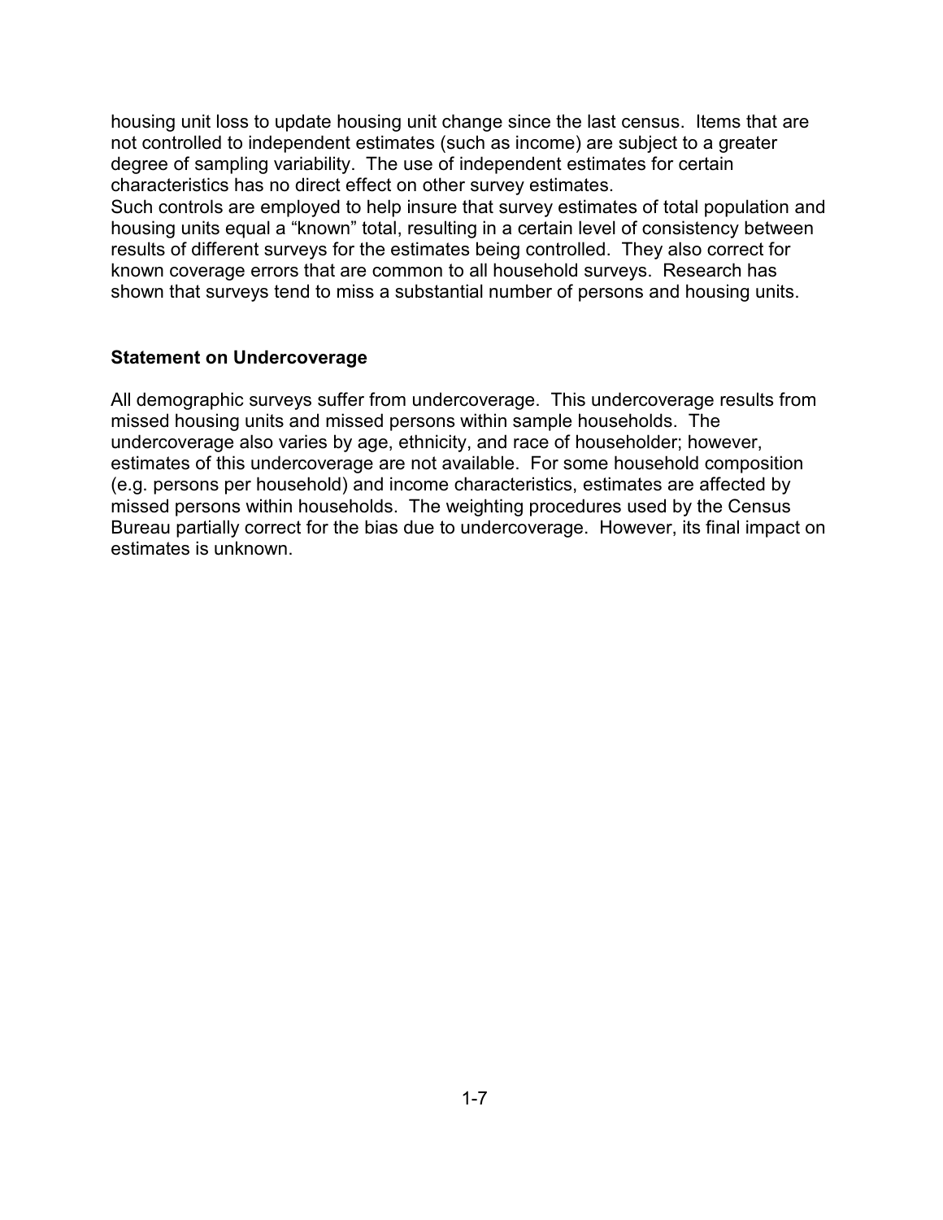housing unit loss to update housing unit change since the last census. Items that are not controlled to independent estimates (such as income) are subject to a greater degree of sampling variability. The use of independent estimates for certain characteristics has no direct effect on other survey estimates.
Such controls are employed to help insure that survey estimates of total population and housing units equal a "known" total, resulting in a certain level of consistency between results of different surveys for the estimates being controlled. They also correct for known coverage errors that are common to all household surveys. Research has shown that surveys tend to miss a substantial number of persons and housing units.

**Statement on Undercoverage**

All demographic surveys suffer from undercoverage. This undercoverage results from missed housing units and missed persons within sample households. The undercoverage also varies by age, ethnicity, and race of householder; however, estimates of this undercoverage are not available. For some household composition (e.g. persons per household) and income characteristics, estimates are affected by missed persons within households. The weighting procedures used by the Census Bureau partially correct for the bias due to undercoverage. However, its final impact on estimates is unknown.